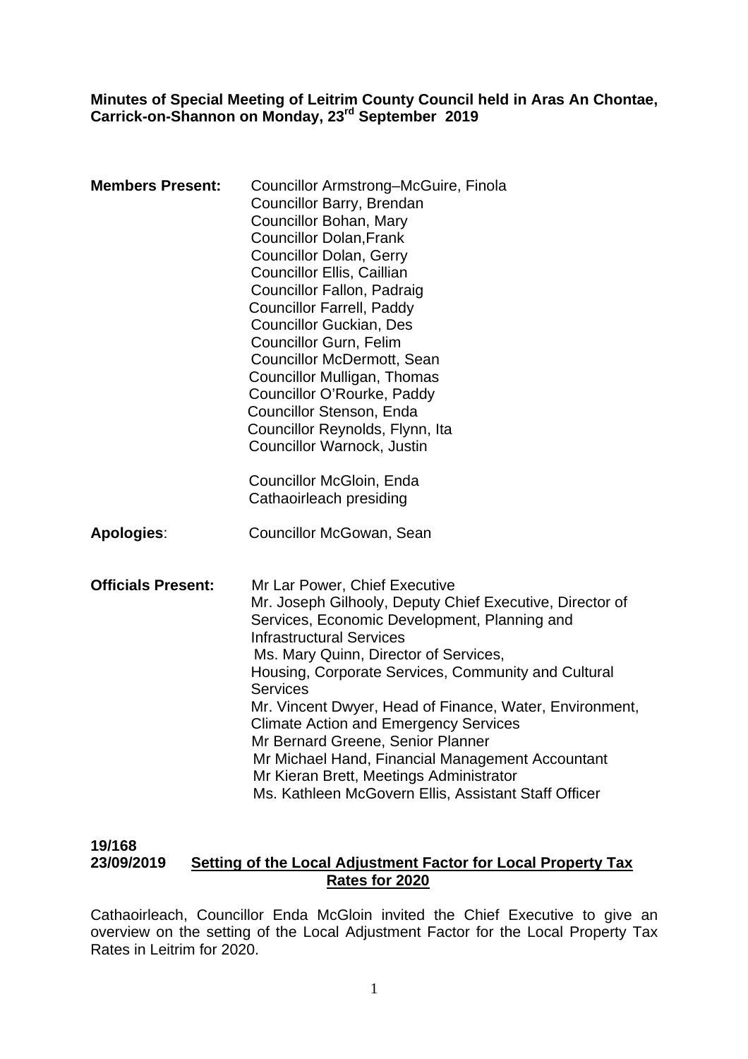**Minutes of Special Meeting of Leitrim County Council held in Aras An Chontae, Carrick-on-Shannon on Monday, 23rd September 2019**

**Members Present:**
Councillor Armstrong–McGuire, Finola
Councillor Barry, Brendan
Councillor Bohan, Mary
Councillor Dolan,Frank
Councillor Dolan, Gerry
Councillor Ellis, Caillian
Councillor Fallon, Padraig
Councillor Farrell, Paddy
Councillor Guckian, Des
Councillor Gurn, Felim
Councillor McDermott, Sean
Councillor Mulligan, Thomas
Councillor O'Rourke, Paddy
Councillor Stenson, Enda
Councillor Reynolds, Flynn, Ita
Councillor Warnock, Justin

Councillor McGloin, Enda
Cathaoirleach presiding

**Apologies**: Councillor McGowan, Sean

**Officials Present:**
Mr Lar Power, Chief Executive
Mr. Joseph Gilhooly, Deputy Chief Executive, Director of Services, Economic Development, Planning and Infrastructural Services
Ms. Mary Quinn, Director of Services, Housing, Corporate Services, Community and Cultural Services
Mr. Vincent Dwyer, Head of Finance, Water, Environment, Climate Action and Emergency Services
Mr Bernard Greene, Senior Planner
Mr Michael Hand, Financial Management Accountant
Mr Kieran Brett, Meetings Administrator
Ms. Kathleen McGovern Ellis, Assistant Staff Officer

**19/168**
**23/09/2019** **<u>Setting of the Local Adjustment Factor for Local Property Tax Rates for 2020</u>**

Cathaoirleach, Councillor Enda McGloin invited the Chief Executive to give an overview on the setting of the Local Adjustment Factor for the Local Property Tax Rates in Leitrim for 2020.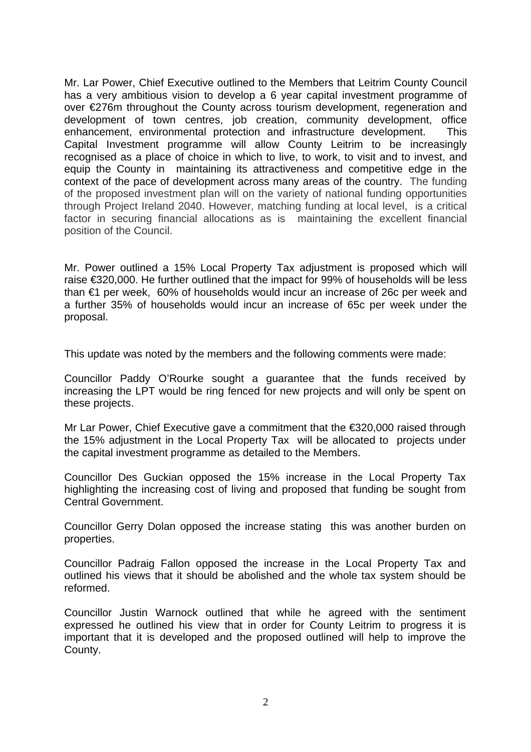Mr. Lar Power, Chief Executive outlined to the Members that Leitrim County Council has a very ambitious vision to develop a 6 year capital investment programme of over €276m throughout the County across tourism development, regeneration and development of town centres, job creation, community development, office enhancement, environmental protection and infrastructure development. This Capital Investment programme will allow County Leitrim to be increasingly recognised as a place of choice in which to live, to work, to visit and to invest, and equip the County in maintaining its attractiveness and competitive edge in the context of the pace of development across many areas of the country. The funding of the proposed investment plan will on the variety of national funding opportunities through Project Ireland 2040. However, matching funding at local level, is a critical factor in securing financial allocations as is maintaining the excellent financial position of the Council.

Mr. Power outlined a 15% Local Property Tax adjustment is proposed which will raise €320,000. He further outlined that the impact for 99% of households will be less than €1 per week, 60% of households would incur an increase of 26c per week and a further 35% of households would incur an increase of 65c per week under the proposal.

This update was noted by the members and the following comments were made:

Councillor Paddy O'Rourke sought a guarantee that the funds received by increasing the LPT would be ring fenced for new projects and will only be spent on these projects.

Mr Lar Power, Chief Executive gave a commitment that the €320,000 raised through the 15% adjustment in the Local Property Tax will be allocated to projects under the capital investment programme as detailed to the Members.

Councillor Des Guckian opposed the 15% increase in the Local Property Tax highlighting the increasing cost of living and proposed that funding be sought from Central Government.

Councillor Gerry Dolan opposed the increase stating this was another burden on properties.

Councillor Padraig Fallon opposed the increase in the Local Property Tax and outlined his views that it should be abolished and the whole tax system should be reformed.

Councillor Justin Warnock outlined that while he agreed with the sentiment expressed he outlined his view that in order for County Leitrim to progress it is important that it is developed and the proposed outlined will help to improve the County.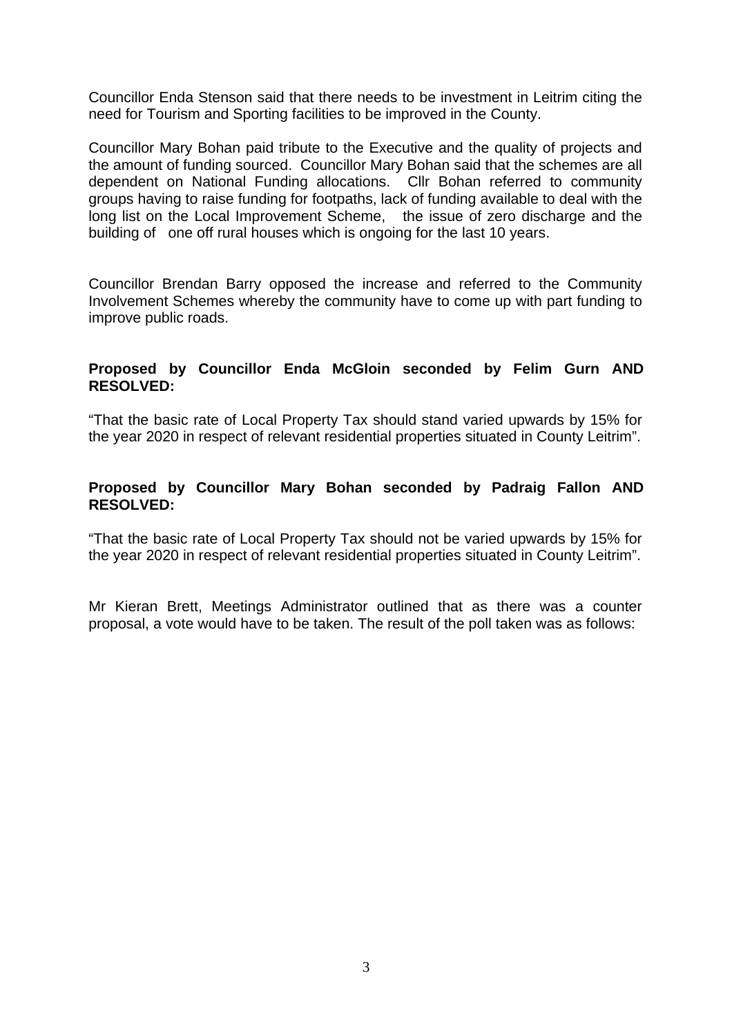Councillor Enda Stenson said that there needs to be investment in Leitrim citing the need for Tourism and Sporting facilities to be improved in the County.

Councillor Mary Bohan paid tribute to the Executive and the quality of projects and the amount of funding sourced. Councillor Mary Bohan said that the schemes are all dependent on National Funding allocations. Cllr Bohan referred to community groups having to raise funding for footpaths, lack of funding available to deal with the long list on the Local Improvement Scheme, the issue of zero discharge and the building of one off rural houses which is ongoing for the last 10 years.

Councillor Brendan Barry opposed the increase and referred to the Community Involvement Schemes whereby the community have to come up with part funding to improve public roads.

**Proposed by Councillor Enda McGloin seconded by Felim Gurn AND RESOLVED:**

"That the basic rate of Local Property Tax should stand varied upwards by 15% for the year 2020 in respect of relevant residential properties situated in County Leitrim".

**Proposed by Councillor Mary Bohan seconded by Padraig Fallon AND RESOLVED:**

"That the basic rate of Local Property Tax should not be varied upwards by 15% for the year 2020 in respect of relevant residential properties situated in County Leitrim".

Mr Kieran Brett, Meetings Administrator outlined that as there was a counter proposal, a vote would have to be taken. The result of the poll taken was as follows: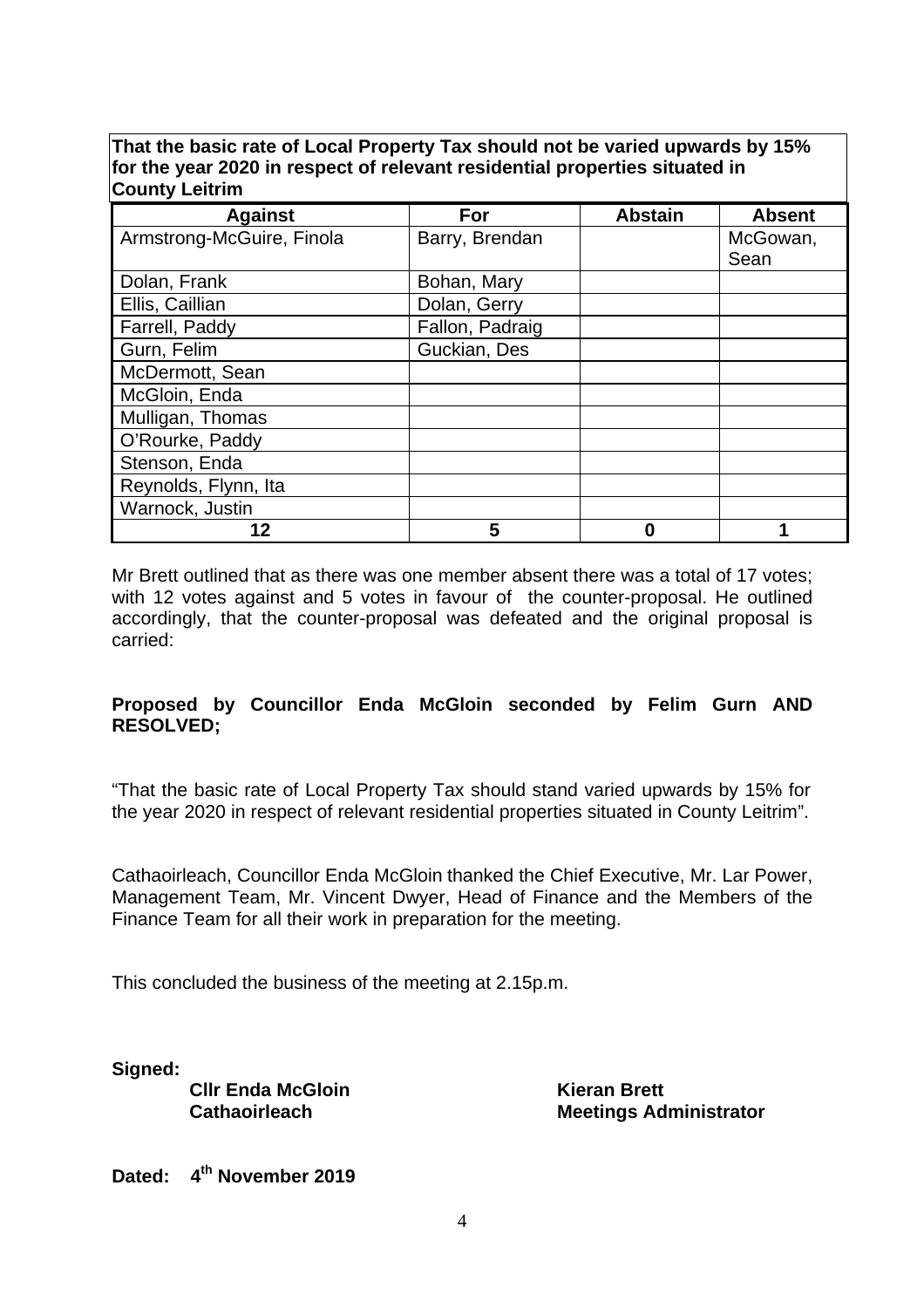**That the basic rate of Local Property Tax should not be varied upwards by 15% for the year 2020 in respect of relevant residential properties situated in County Leitrim**

| Against | For | Abstain | Absent |
|---|---|---|---|
| Armstrong-McGuire, Finola | Barry, Brendan | | McGowan, Sean |
| Dolan, Frank | Bohan, Mary | | |
| Ellis, Caillian | Dolan, Gerry | | |
| Farrell, Paddy | Fallon, Padraig | | |
| Gurn, Felim | Guckian, Des | | |
| McDermott, Sean | | | |
| McGloin, Enda | | | |
| Mulligan, Thomas | | | |
| O'Rourke, Paddy | | | |
| Stenson, Enda | | | |
| Reynolds, Flynn, Ita | | | |
| Warnock, Justin | | | |
| **12** | **5** | **0** | **1** |

Mr Brett outlined that as there was one member absent there was a total of 17 votes; with 12 votes against and 5 votes in favour of the counter-proposal. He outlined accordingly, that the counter-proposal was defeated and the original proposal is carried:

**Proposed by Councillor Enda McGloin seconded by Felim Gurn AND RESOLVED;**

"That the basic rate of Local Property Tax should stand varied upwards by 15% for the year 2020 in respect of relevant residential properties situated in County Leitrim".

Cathaoirleach, Councillor Enda McGloin thanked the Chief Executive, Mr. Lar Power, Management Team, Mr. Vincent Dwyer, Head of Finance and the Members of the Finance Team for all their work in preparation for the meeting.

This concluded the business of the meeting at 2.15p.m.

**Signed:**

**Cllr Enda McGloin**
**Cathaoirleach**

**Kieran Brett**
**Meetings Administrator**

**Dated: 4th November 2019**